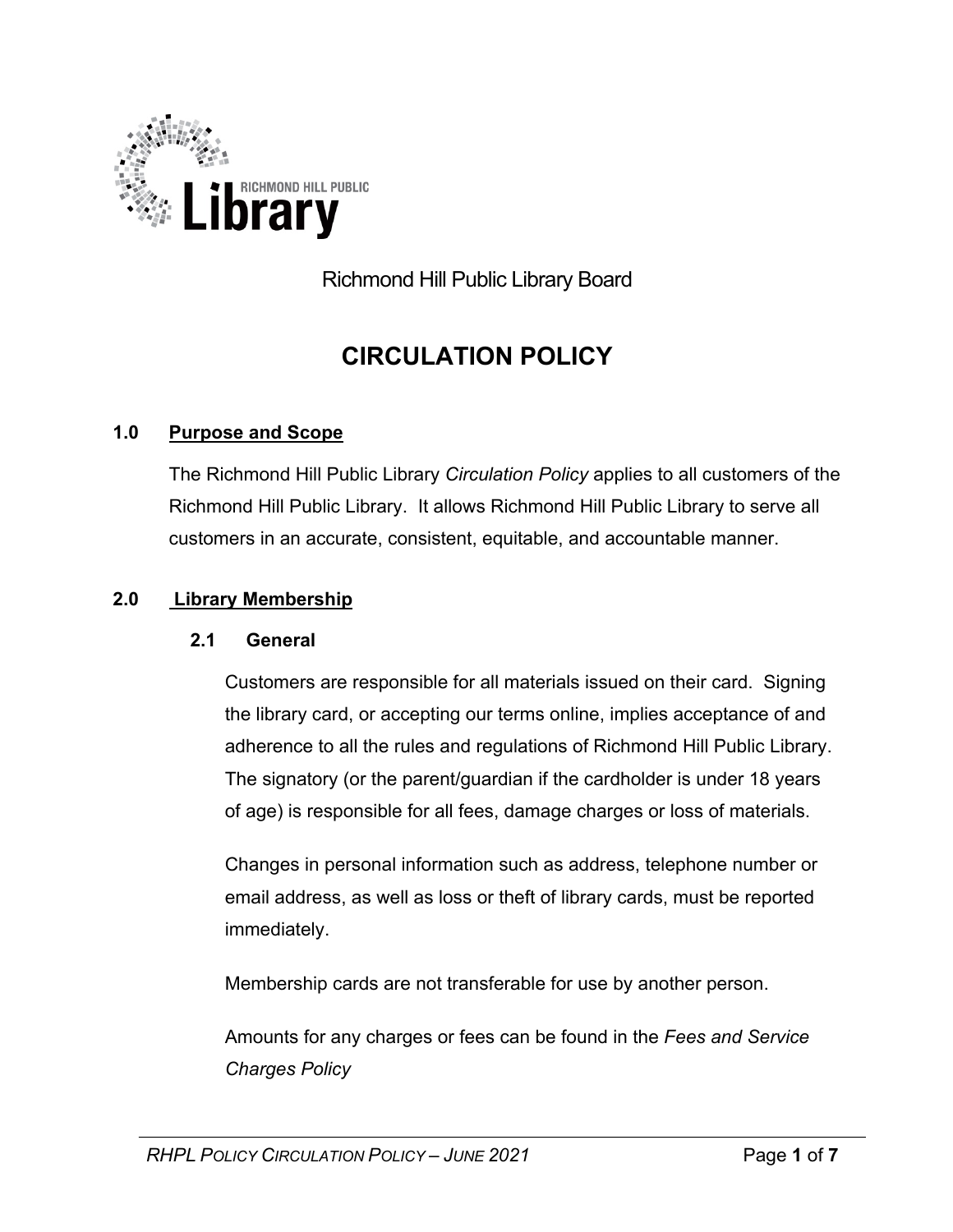Richmond Hill Public Library Board

# CIRCULATION POLICY

## 1.0 Purpose and Scope

The Richmond Hill Public Library *Circulation Policy* applies to all customers of the Richmond Hill Public Library. It allows Richmond Hill Public Library to serve all customers in an accurate, consistent, equitable, and accountable manner.

## 2.0 Library Membership

### 2.1 General

Customers are responsible for all materials issued on their card. Signing the library card, or accepting our terms online, implies acceptance of and adherence to all the rules and regulations of Richmond Hill Public Library. The signatory (or the parent/guardian if the cardholder is under 18 years of age) is responsible for all fees, damage charges or loss of materials.

Changes in personal information such as address, telephone number or email address, as well as loss or theft of library cards, must be reported immediately.

Membership cards are not transferable for use by another person.

Amounts for any charges or fees can be found in the *Fees and Service Charges Policy*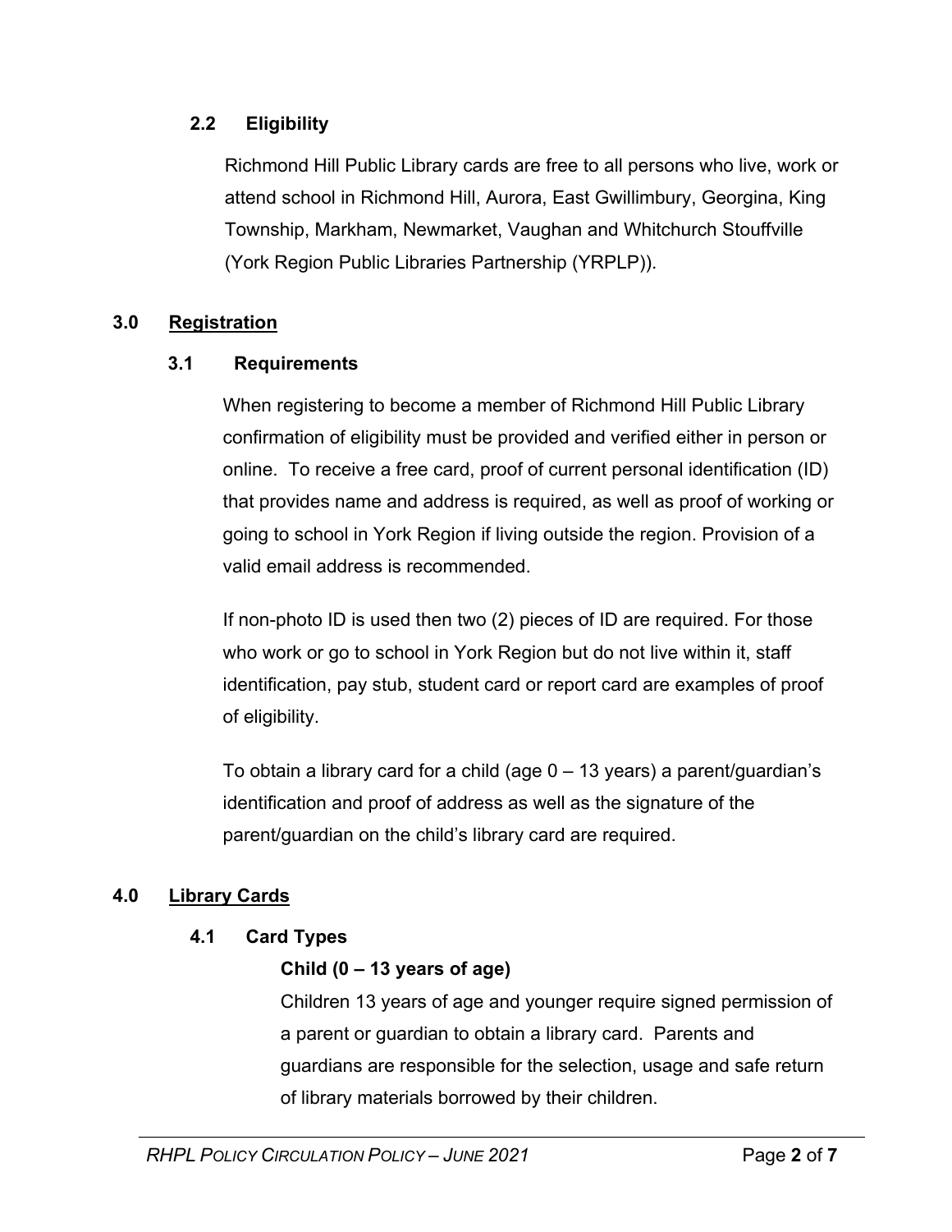### 2.2 Eligibility

Richmond Hill Public Library cards are free to all persons who live, work or attend school in Richmond Hill, Aurora, East Gwillimbury, Georgina, King Township, Markham, Newmarket, Vaughan and Whitchurch Stouffville (York Region Public Libraries Partnership (YRPLP)).

## 3.0 Registration

### 3.1 Requirements

When registering to become a member of Richmond Hill Public Library confirmation of eligibility must be provided and verified either in person or online. To receive a free card, proof of current personal identification (ID) that provides name and address is required, as well as proof of working or going to school in York Region if living outside the region. Provision of a valid email address is recommended.

If non-photo ID is used then two (2) pieces of ID are required. For those who work or go to school in York Region but do not live within it, staff identification, pay stub, student card or report card are examples of proof of eligibility.

To obtain a library card for a child (age 0 – 13 years) a parent/guardian's identification and proof of address as well as the signature of the parent/guardian on the child's library card are required.

## 4.0 Library Cards

### 4.1 Card Types

**Child (0 – 13 years of age)**

Children 13 years of age and younger require signed permission of a parent or guardian to obtain a library card. Parents and guardians are responsible for the selection, usage and safe return of library materials borrowed by their children.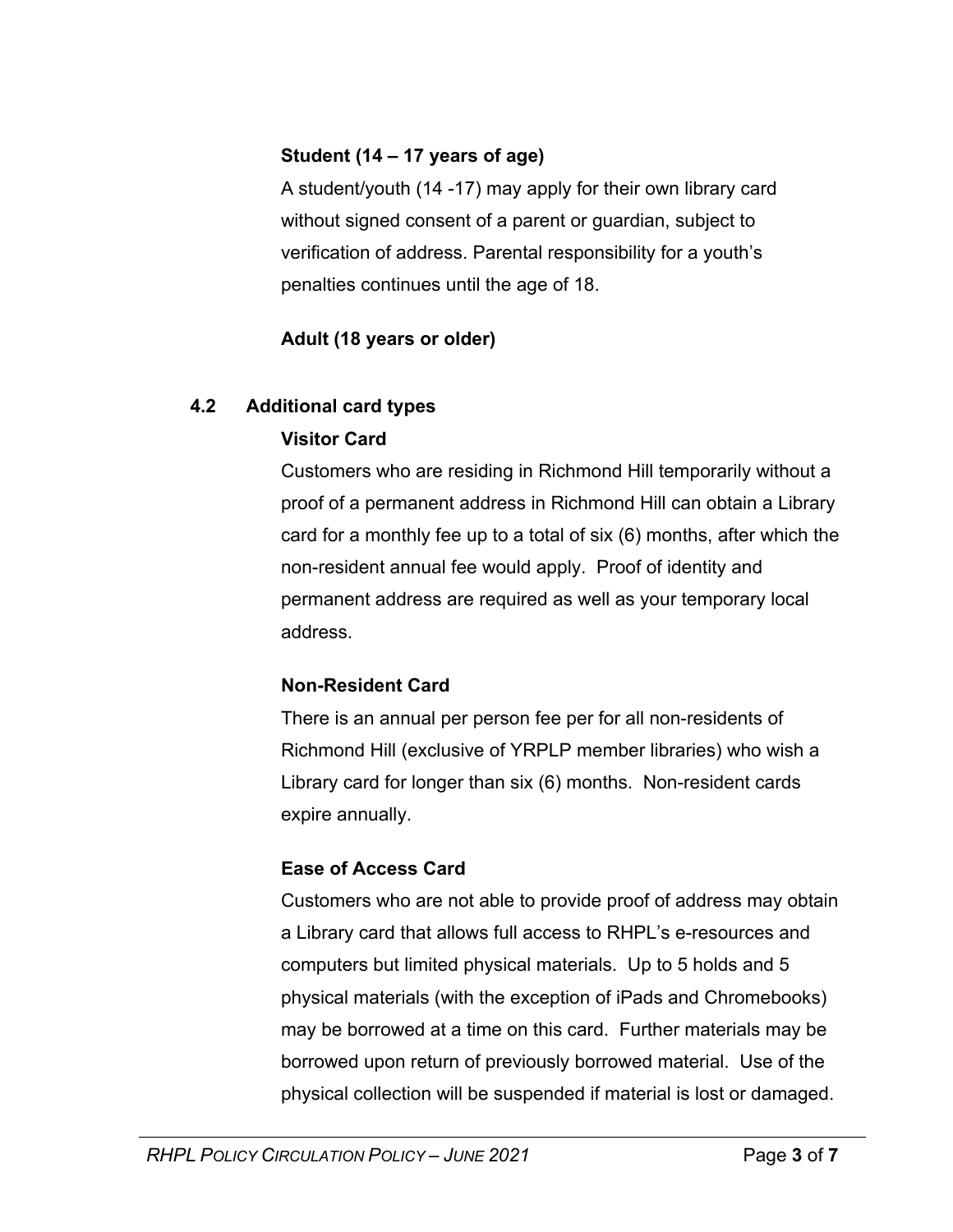**Student (14 – 17 years of age)**

A student/youth (14 -17) may apply for their own library card without signed consent of a parent or guardian, subject to verification of address. Parental responsibility for a youth's penalties continues until the age of 18.

**Adult (18 years or older)**

## 4.2 Additional card types

**Visitor Card**

Customers who are residing in Richmond Hill temporarily without a proof of a permanent address in Richmond Hill can obtain a Library card for a monthly fee up to a total of six (6) months, after which the non-resident annual fee would apply. Proof of identity and permanent address are required as well as your temporary local address.

**Non-Resident Card**

There is an annual per person fee per for all non-residents of Richmond Hill (exclusive of YRPLP member libraries) who wish a Library card for longer than six (6) months. Non-resident cards expire annually.

**Ease of Access Card**

Customers who are not able to provide proof of address may obtain a Library card that allows full access to RHPL's e-resources and computers but limited physical materials. Up to 5 holds and 5 physical materials (with the exception of iPads and Chromebooks) may be borrowed at a time on this card. Further materials may be borrowed upon return of previously borrowed material. Use of the physical collection will be suspended if material is lost or damaged.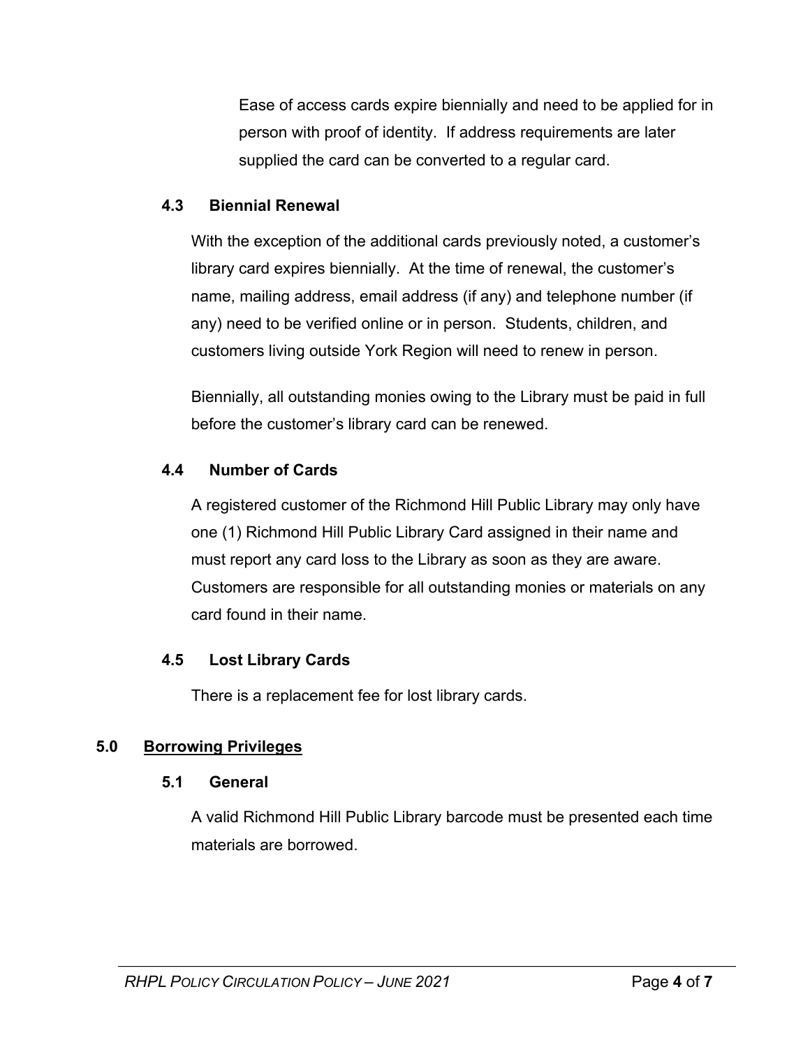Ease of access cards expire biennially and need to be applied for in person with proof of identity. If address requirements are later supplied the card can be converted to a regular card.

### 4.3 Biennial Renewal

With the exception of the additional cards previously noted, a customer's library card expires biennially. At the time of renewal, the customer's name, mailing address, email address (if any) and telephone number (if any) need to be verified online or in person. Students, children, and customers living outside York Region will need to renew in person.

Biennially, all outstanding monies owing to the Library must be paid in full before the customer's library card can be renewed.

### 4.4 Number of Cards

A registered customer of the Richmond Hill Public Library may only have one (1) Richmond Hill Public Library Card assigned in their name and must report any card loss to the Library as soon as they are aware. Customers are responsible for all outstanding monies or materials on any card found in their name.

### 4.5 Lost Library Cards

There is a replacement fee for lost library cards.

## 5.0 Borrowing Privileges

### 5.1 General

A valid Richmond Hill Public Library barcode must be presented each time materials are borrowed.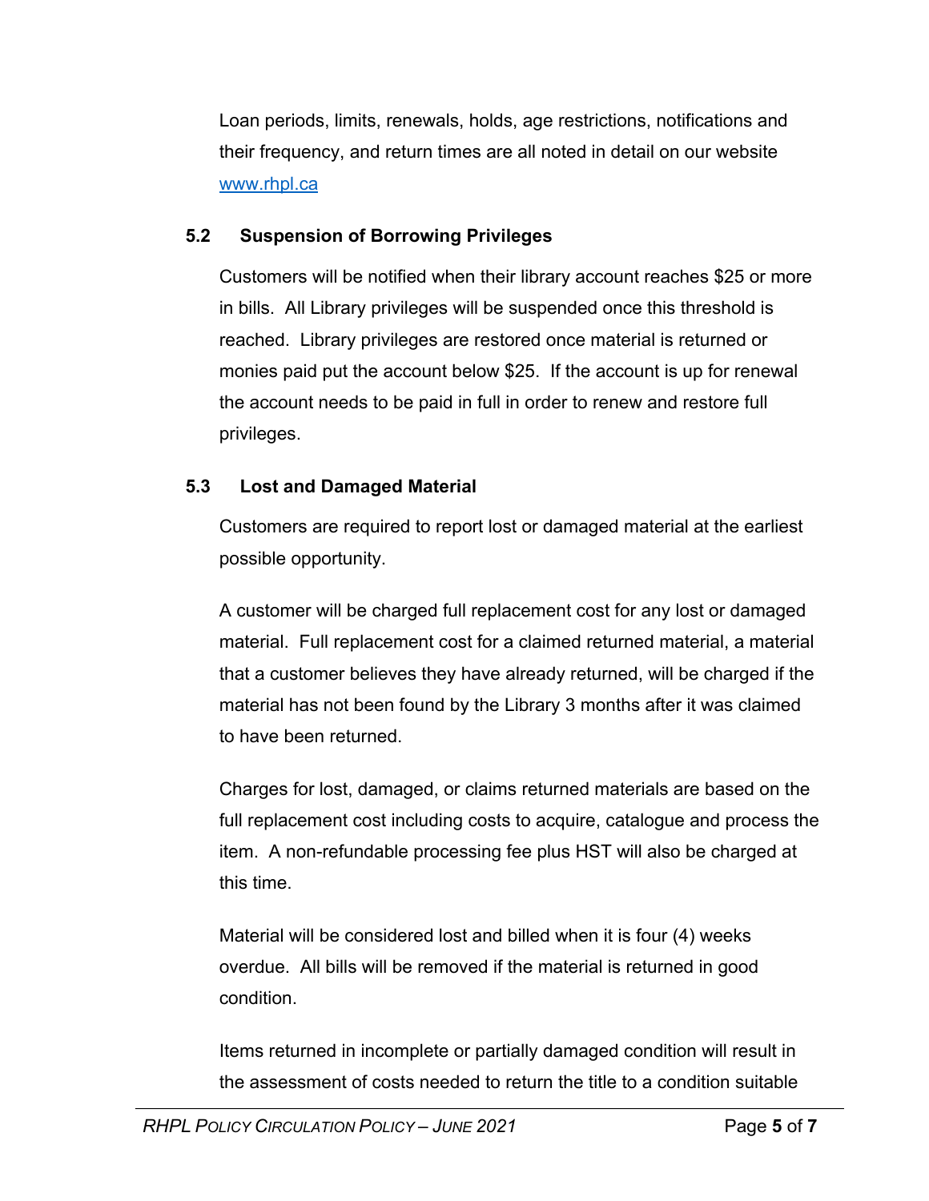Loan periods, limits, renewals, holds, age restrictions, notifications and their frequency, and return times are all noted in detail on our website [www.rhpl.ca](http://www.rhpl.ca)

### 5.2 Suspension of Borrowing Privileges

Customers will be notified when their library account reaches $25 or more in bills. All Library privileges will be suspended once this threshold is reached. Library privileges are restored once material is returned or monies paid put the account below $25. If the account is up for renewal the account needs to be paid in full in order to renew and restore full privileges.

### 5.3 Lost and Damaged Material

Customers are required to report lost or damaged material at the earliest possible opportunity.

A customer will be charged full replacement cost for any lost or damaged material. Full replacement cost for a claimed returned material, a material that a customer believes they have already returned, will be charged if the material has not been found by the Library 3 months after it was claimed to have been returned.

Charges for lost, damaged, or claims returned materials are based on the full replacement cost including costs to acquire, catalogue and process the item. A non-refundable processing fee plus HST will also be charged at this time.

Material will be considered lost and billed when it is four (4) weeks overdue. All bills will be removed if the material is returned in good condition.

Items returned in incomplete or partially damaged condition will result in the assessment of costs needed to return the title to a condition suitable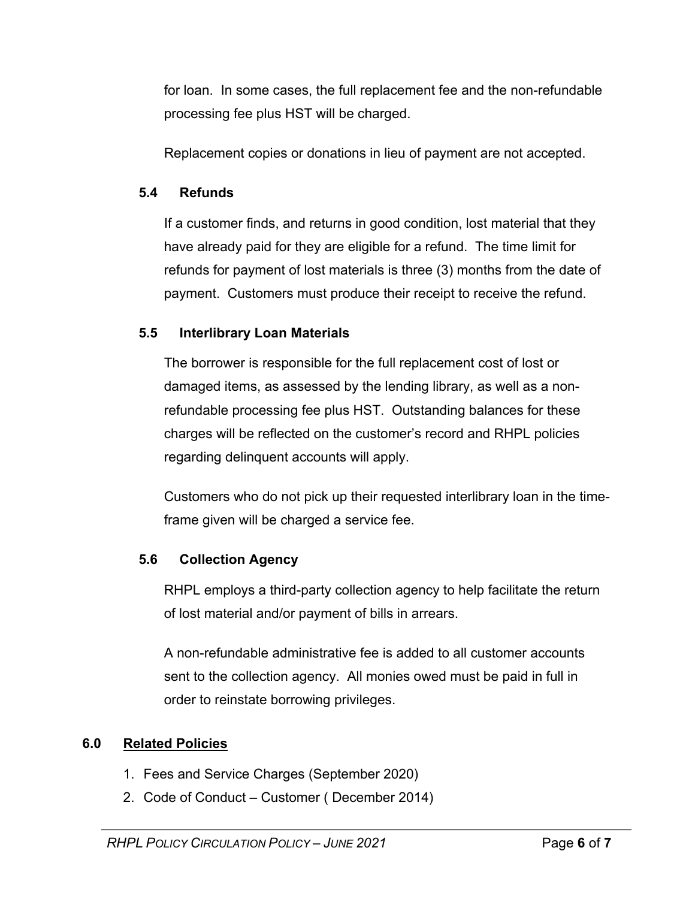for loan. In some cases, the full replacement fee and the non-refundable processing fee plus HST will be charged.

Replacement copies or donations in lieu of payment are not accepted.

### 5.4 Refunds

If a customer finds, and returns in good condition, lost material that they have already paid for they are eligible for a refund. The time limit for refunds for payment of lost materials is three (3) months from the date of payment. Customers must produce their receipt to receive the refund.

### 5.5 Interlibrary Loan Materials

The borrower is responsible for the full replacement cost of lost or damaged items, as assessed by the lending library, as well as a non-refundable processing fee plus HST. Outstanding balances for these charges will be reflected on the customer's record and RHPL policies regarding delinquent accounts will apply.

Customers who do not pick up their requested interlibrary loan in the time-frame given will be charged a service fee.

### 5.6 Collection Agency

RHPL employs a third-party collection agency to help facilitate the return of lost material and/or payment of bills in arrears.

A non-refundable administrative fee is added to all customer accounts sent to the collection agency. All monies owed must be paid in full in order to reinstate borrowing privileges.

## 6.0 Related Policies

1. Fees and Service Charges (September 2020)
2. Code of Conduct – Customer ( December 2014)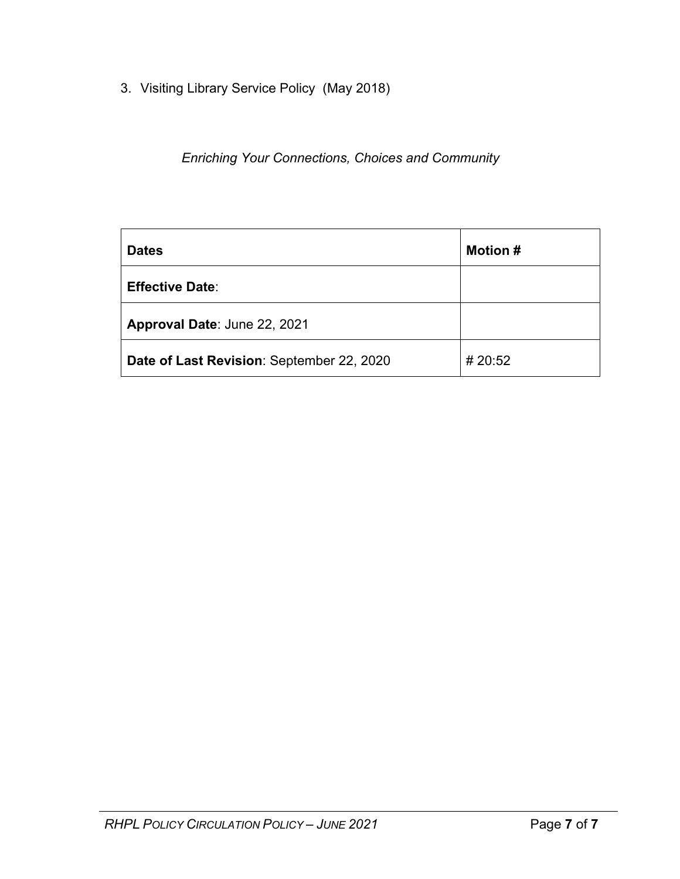3. Visiting Library Service Policy (May 2018)

*Enriching Your Connections, Choices and Community*

| **Dates** | **Motion #** |
|---|---|
| **Effective Date**: | |
| **Approval Date**: June 22, 2021 | |
| **Date of Last Revision**: September 22, 2020 | # 20:52 |